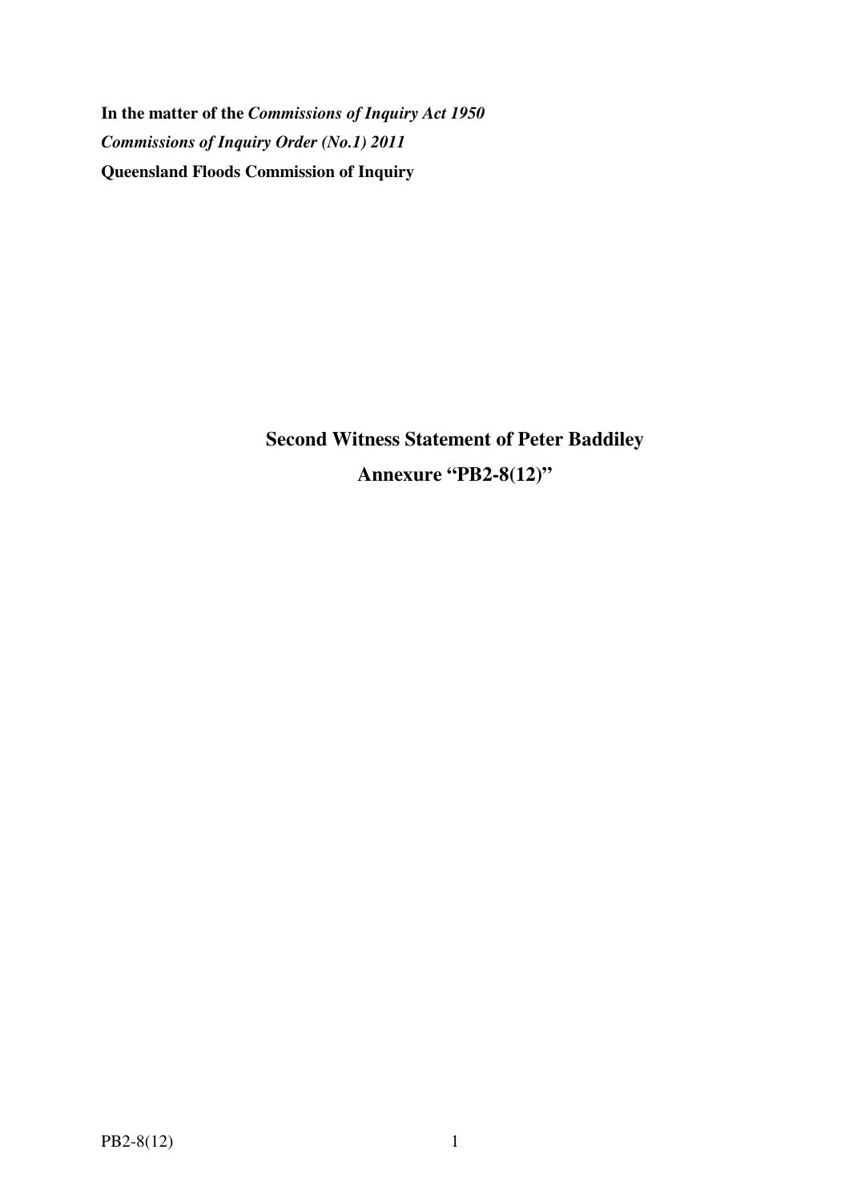**In the matter of the *Commissions of Inquiry Act 1950***

***Commissions of Inquiry Order (No.1) 2011***

**Queensland Floods Commission of Inquiry**

## Second Witness Statement of Peter Baddiley

## Annexure "PB2-8(12)"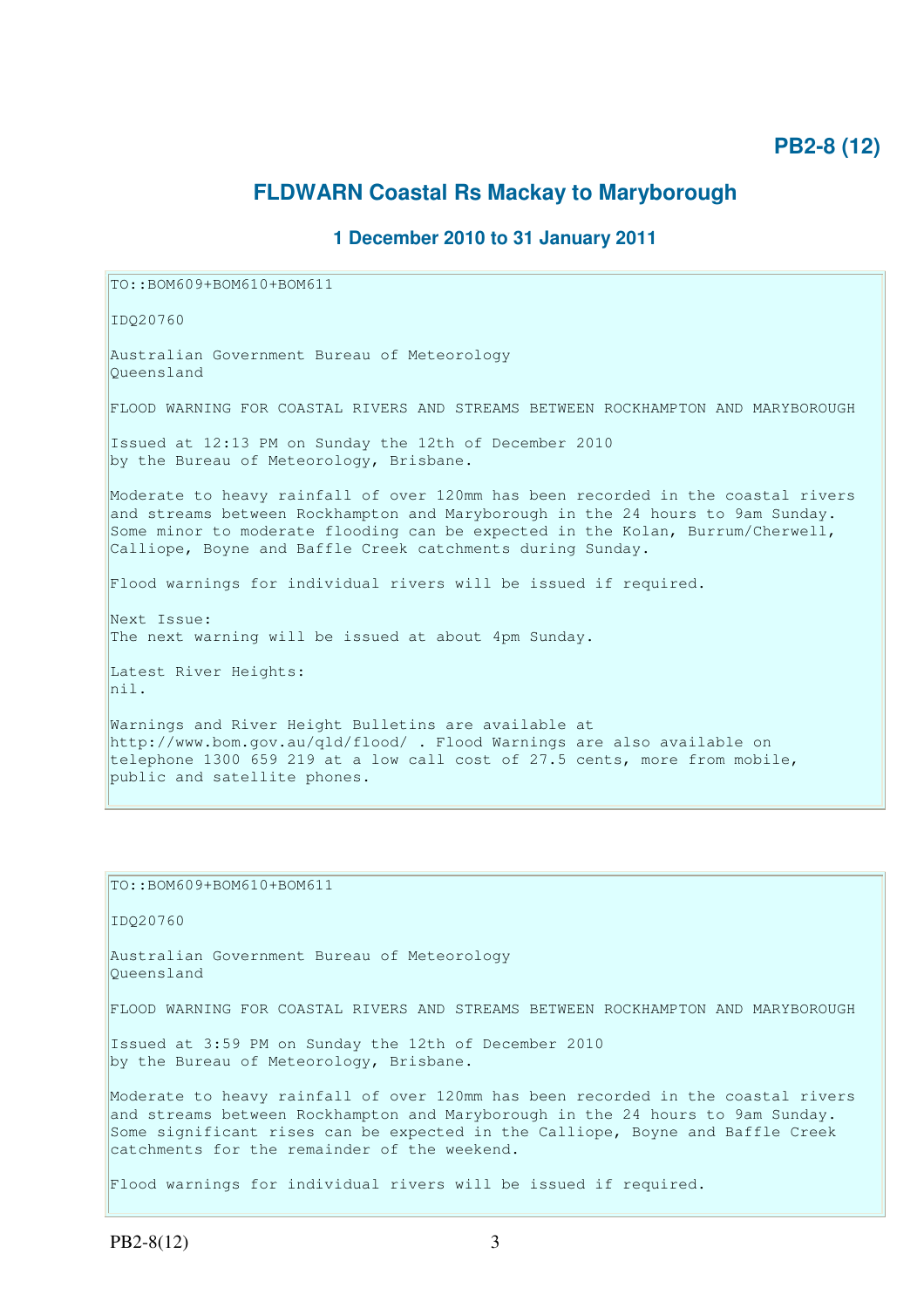# PB2-8 (12)

## FLDWARN Coastal Rs Mackay to Maryborough

### 1 December 2010 to 31 January 2011

```
TO::BOM609+BOM610+BOM611

IDQ20760

Australian Government Bureau of Meteorology
Queensland

FLOOD WARNING FOR COASTAL RIVERS AND STREAMS BETWEEN ROCKHAMPTON AND MARYBOROUGH

Issued at 12:13 PM on Sunday the 12th of December 2010
by the Bureau of Meteorology, Brisbane.

Moderate to heavy rainfall of over 120mm has been recorded in the coastal rivers
and streams between Rockhampton and Maryborough in the 24 hours to 9am Sunday.
Some minor to moderate flooding can be expected in the Kolan, Burrum/Cherwell,
Calliope, Boyne and Baffle Creek catchments during Sunday.

Flood warnings for individual rivers will be issued if required.

Next Issue:
The next warning will be issued at about 4pm Sunday.

Latest River Heights:
nil.

Warnings and River Height Bulletins are available at
http://www.bom.gov.au/qld/flood/ . Flood Warnings are also available on
telephone 1300 659 219 at a low call cost of 27.5 cents, more from mobile,
public and satellite phones.
```

```
TO::BOM609+BOM610+BOM611

IDQ20760

Australian Government Bureau of Meteorology
Queensland

FLOOD WARNING FOR COASTAL RIVERS AND STREAMS BETWEEN ROCKHAMPTON AND MARYBOROUGH

Issued at 3:59 PM on Sunday the 12th of December 2010
by the Bureau of Meteorology, Brisbane.

Moderate to heavy rainfall of over 120mm has been recorded in the coastal rivers
and streams between Rockhampton and Maryborough in the 24 hours to 9am Sunday.
Some significant rises can be expected in the Calliope, Boyne and Baffle Creek
catchments for the remainder of the weekend.

Flood warnings for individual rivers will be issued if required.
```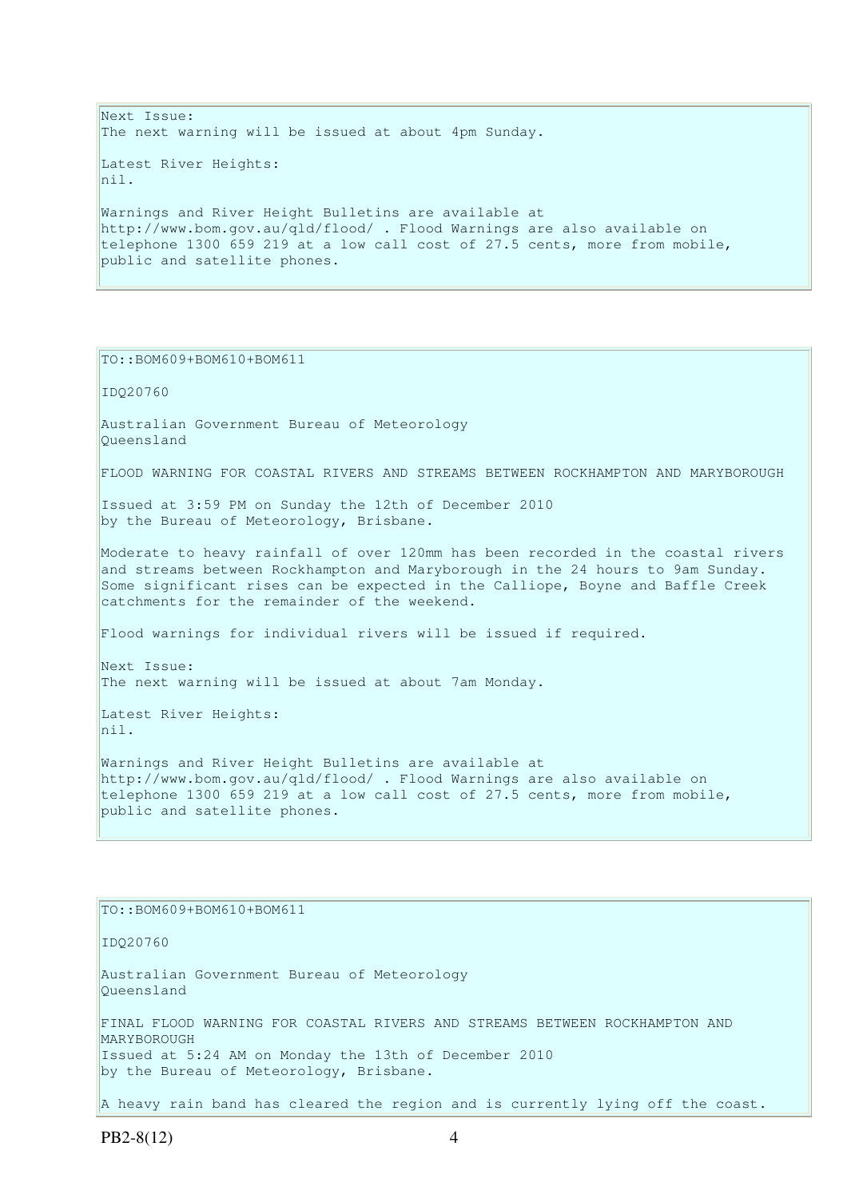Next Issue:
The next warning will be issued at about 4pm Sunday.

Latest River Heights:
nil.

Warnings and River Height Bulletins are available at http://www.bom.gov.au/qld/flood/ . Flood Warnings are also available on telephone 1300 659 219 at a low call cost of 27.5 cents, more from mobile, public and satellite phones.

---

TO::BOM609+BOM610+BOM611

IDQ20760

Australian Government Bureau of Meteorology
Queensland

FLOOD WARNING FOR COASTAL RIVERS AND STREAMS BETWEEN ROCKHAMPTON AND MARYBOROUGH

Issued at 3:59 PM on Sunday the 12th of December 2010
by the Bureau of Meteorology, Brisbane.

Moderate to heavy rainfall of over 120mm has been recorded in the coastal rivers and streams between Rockhampton and Maryborough in the 24 hours to 9am Sunday. Some significant rises can be expected in the Calliope, Boyne and Baffle Creek catchments for the remainder of the weekend.

Flood warnings for individual rivers will be issued if required.

Next Issue:
The next warning will be issued at about 7am Monday.

Latest River Heights:
nil.

Warnings and River Height Bulletins are available at http://www.bom.gov.au/qld/flood/ . Flood Warnings are also available on telephone 1300 659 219 at a low call cost of 27.5 cents, more from mobile, public and satellite phones.

---

TO::BOM609+BOM610+BOM611

IDQ20760

Australian Government Bureau of Meteorology
Queensland

FINAL FLOOD WARNING FOR COASTAL RIVERS AND STREAMS BETWEEN ROCKHAMPTON AND MARYBOROUGH
Issued at 5:24 AM on Monday the 13th of December 2010
by the Bureau of Meteorology, Brisbane.

A heavy rain band has cleared the region and is currently lying off the coast.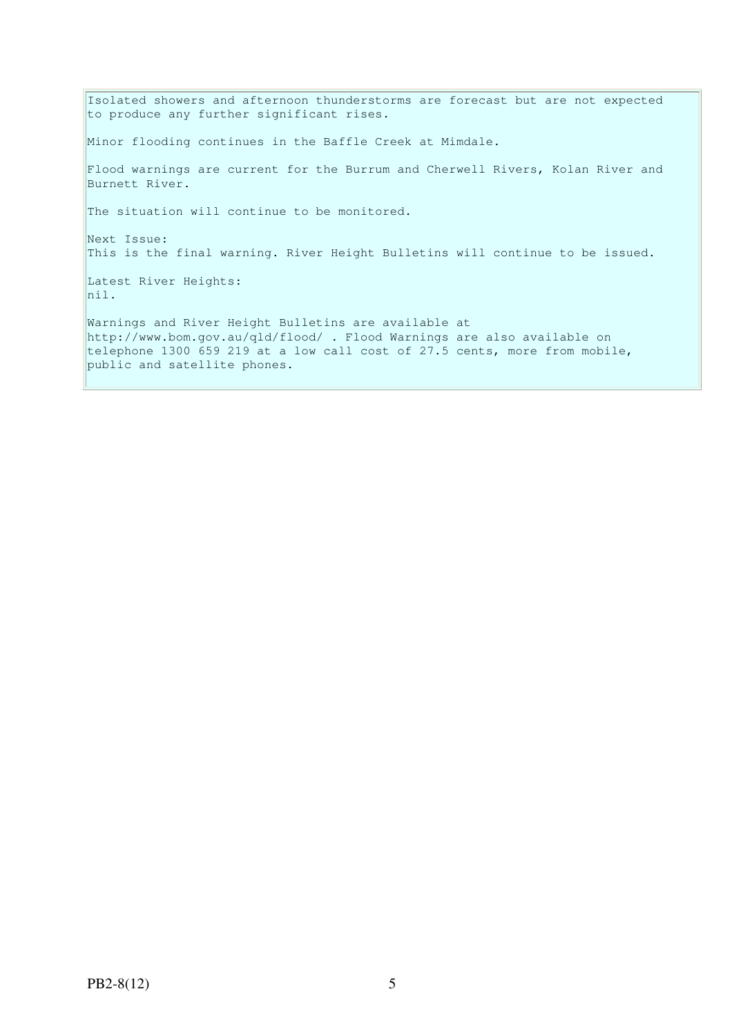Isolated showers and afternoon thunderstorms are forecast but are not expected to produce any further significant rises.

Minor flooding continues in the Baffle Creek at Mimdale.

Flood warnings are current for the Burrum and Cherwell Rivers, Kolan River and Burnett River.

The situation will continue to be monitored.

Next Issue:
This is the final warning. River Height Bulletins will continue to be issued.

Latest River Heights:
nil.

Warnings and River Height Bulletins are available at http://www.bom.gov.au/qld/flood/ . Flood Warnings are also available on telephone 1300 659 219 at a low call cost of 27.5 cents, more from mobile, public and satellite phones.

PB2-8(12)